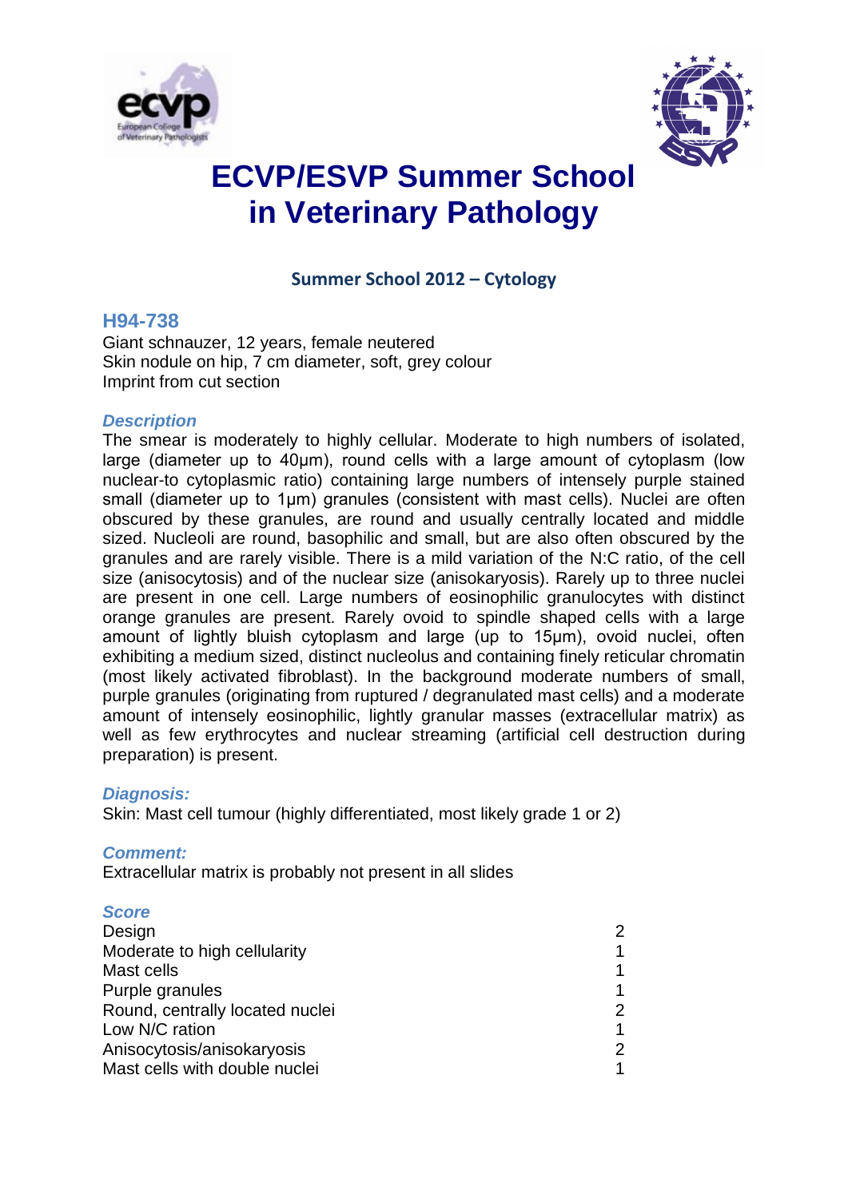# ECVP/ESVP Summer School in Veterinary Pathology

## Summer School 2012 – Cytology

### H94-738

Giant schnauzer, 12 years, female neutered
Skin nodule on hip, 7 cm diameter, soft, grey colour
Imprint from cut section

#### *Description*

The smear is moderately to highly cellular. Moderate to high numbers of isolated, large (diameter up to 40µm), round cells with a large amount of cytoplasm (low nuclear-to cytoplasmic ratio) containing large numbers of intensely purple stained small (diameter up to 1µm) granules (consistent with mast cells). Nuclei are often obscured by these granules, are round and usually centrally located and middle sized. Nucleoli are round, basophilic and small, but are also often obscured by the granules and are rarely visible. There is a mild variation of the N:C ratio, of the cell size (anisocytosis) and of the nuclear size (anisokaryosis). Rarely up to three nuclei are present in one cell. Large numbers of eosinophilic granulocytes with distinct orange granules are present. Rarely ovoid to spindle shaped cells with a large amount of lightly bluish cytoplasm and large (up to 15µm), ovoid nuclei, often exhibiting a medium sized, distinct nucleolus and containing finely reticular chromatin (most likely activated fibroblast). In the background moderate numbers of small, purple granules (originating from ruptured / degranulated mast cells) and a moderate amount of intensely eosinophilic, lightly granular masses (extracellular matrix) as well as few erythrocytes and nuclear streaming (artificial cell destruction during preparation) is present.

#### *Diagnosis:*

Skin: Mast cell tumour (highly differentiated, most likely grade 1 or 2)

#### *Comment:*

Extracellular matrix is probably not present in all slides

#### *Score*

| | |
|---|---|
| Design | 2 |
| Moderate to high cellularity | 1 |
| Mast cells | 1 |
| Purple granules | 1 |
| Round, centrally located nuclei | 2 |
| Low N/C ration | 1 |
| Anisocytosis/anisokaryosis | 2 |
| Mast cells with double nuclei | 1 |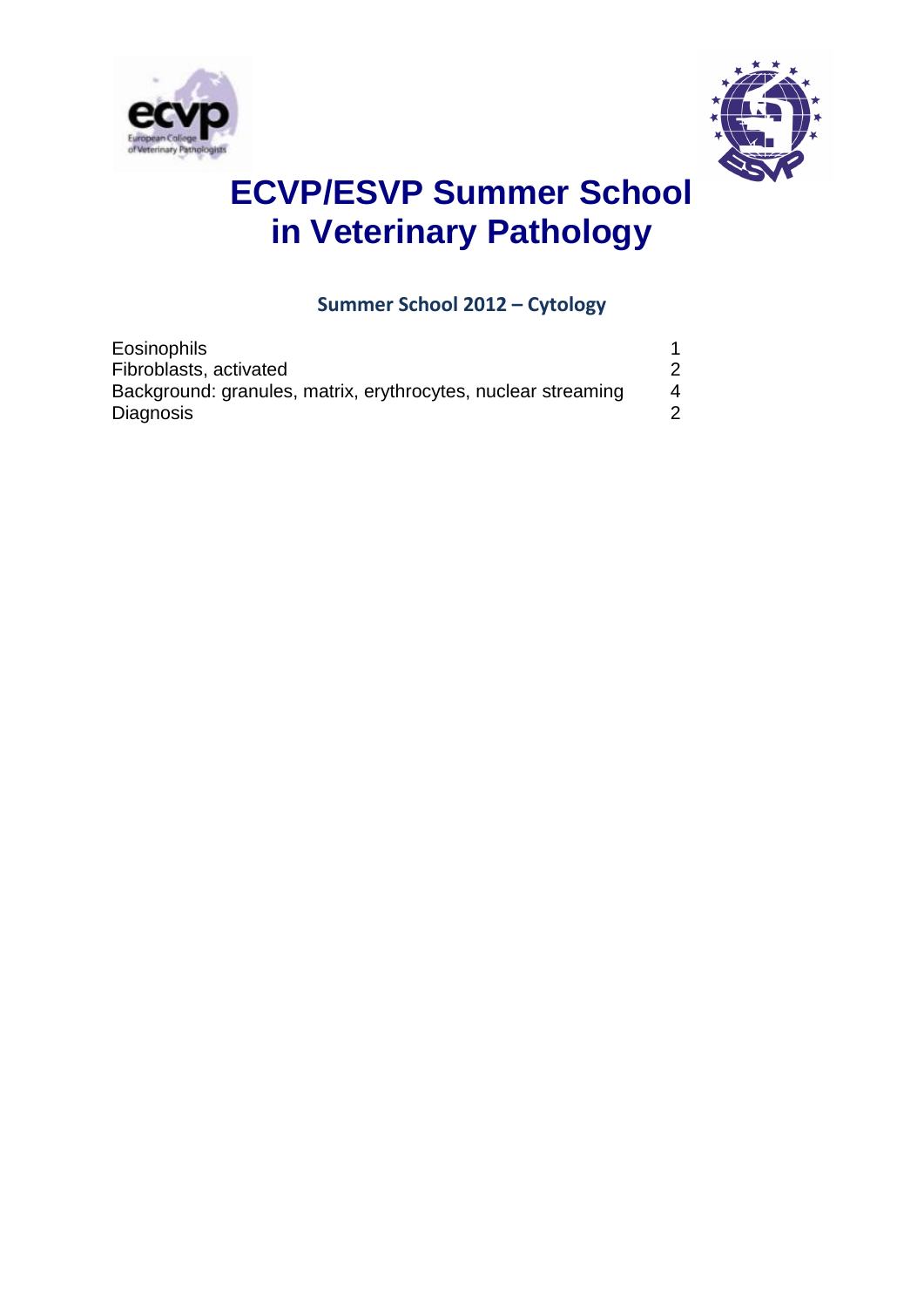# ECVP/ESVP Summer School in Veterinary Pathology

## Summer School 2012 – Cytology

| | |
|---|---|
| Eosinophils | 1 |
| Fibroblasts, activated | 2 |
| Background: granules, matrix, erythrocytes, nuclear streaming | 4 |
| Diagnosis | 2 |